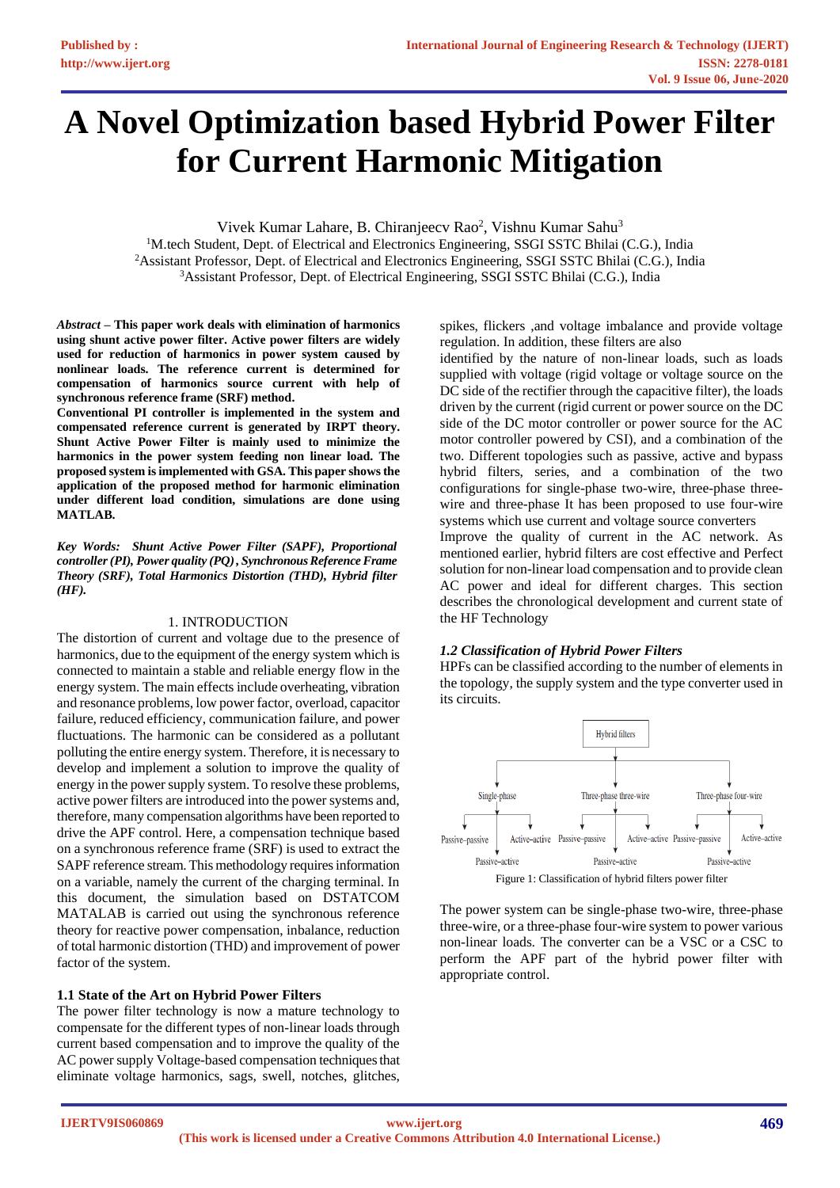# A Novel Optimization based Hybrid Power Filter for Current Harmonic Mitigation

Vivek Kumar Lahare, B. Chiranjeecv Rao[2], Vishnu Kumar Sahu[3]

[1]M.tech Student, Dept. of Electrical and Electronics Engineering, SSGI SSTC Bhilai (C.G.), India
[2]Assistant Professor, Dept. of Electrical and Electronics Engineering, SSGI SSTC Bhilai (C.G.), India
[3]Assistant Professor, Dept. of Electrical Engineering, SSGI SSTC Bhilai (C.G.), India

***Abstract* – This paper work deals with elimination of harmonics using shunt active power filter. Active power filters are widely used for reduction of harmonics in power system caused by nonlinear loads. The reference current is determined for compensation of harmonics source current with help of synchronous reference frame (SRF) method.**

**Conventional PI controller is implemented in the system and compensated reference current is generated by IRPT theory. Shunt Active Power Filter is mainly used to minimize the harmonics in the power system feeding non linear load. The proposed system is implemented with GSA. This paper shows the application of the proposed method for harmonic elimination under different load condition, simulations are done using MATLAB.**

***Key Words: Shunt Active Power Filter (SAPF), Proportional controller (PI), Power quality (PQ), Synchronous Reference Frame Theory (SRF), Total Harmonics Distortion (THD), Hybrid filter (HF).***

## 1. INTRODUCTION

The distortion of current and voltage due to the presence of harmonics, due to the equipment of the energy system which is connected to maintain a stable and reliable energy flow in the energy system. The main effects include overheating, vibration and resonance problems, low power factor, overload, capacitor failure, reduced efficiency, communication failure, and power fluctuations. The harmonic can be considered as a pollutant polluting the entire energy system. Therefore, it is necessary to develop and implement a solution to improve the quality of energy in the power supply system. To resolve these problems, active power filters are introduced into the power systems and, therefore, many compensation algorithms have been reported to drive the APF control. Here, a compensation technique based on a synchronous reference frame (SRF) is used to extract the SAPF reference stream. This methodology requires information on a variable, namely the current of the charging terminal. In this document, the simulation based on DSTATCOM MATLAB is carried out using the synchronous reference theory for reactive power compensation, inbalance, reduction of total harmonic distortion (THD) and improvement of power factor of the system.

### 1.1 State of the Art on Hybrid Power Filters

The power filter technology is now a mature technology to compensate for the different types of non-linear loads through current based compensation and to improve the quality of the AC power supply Voltage-based compensation techniques that eliminate voltage harmonics, sags, swell, notches, glitches, spikes, flickers ,and voltage imbalance and provide voltage regulation. In addition, these filters are also

identified by the nature of non-linear loads, such as loads supplied with voltage (rigid voltage or voltage source on the DC side of the rectifier through the capacitive filter), the loads driven by the current (rigid current or power source on the DC side of the DC motor controller or power source for the AC motor controller powered by CSI), and a combination of the two. Different topologies such as passive, active and bypass hybrid filters, series, and a combination of the two configurations for single-phase two-wire, three-phase three-wire and three-phase It has been proposed to use four-wire systems which use current and voltage source converters

Improve the quality of current in the AC network. As mentioned earlier, hybrid filters are cost effective and Perfect solution for non-linear load compensation and to provide clean AC power and ideal for different charges. This section describes the chronological development and current state of the HF Technology

### *1.2 Classification of Hybrid Power Filters*

HPFs can be classified according to the number of elements in the topology, the supply system and the type converter used in its circuits.

Hybrid filters
- Single-phase
  - Passive–passive
  - Passive–active
  - Active–active
- Three-phase three-wire
  - Passive–passive
  - Passive–active
  - Active–active
- Three-phase four-wire
  - Passive–passive
  - Passive–active
  - Active–active

Figure 1: Classification of hybrid filters power filter

The power system can be single-phase two-wire, three-phase three-wire, or a three-phase four-wire system to power various non-linear loads. The converter can be a VSC or a CSC to perform the APF part of the hybrid power filter with appropriate control.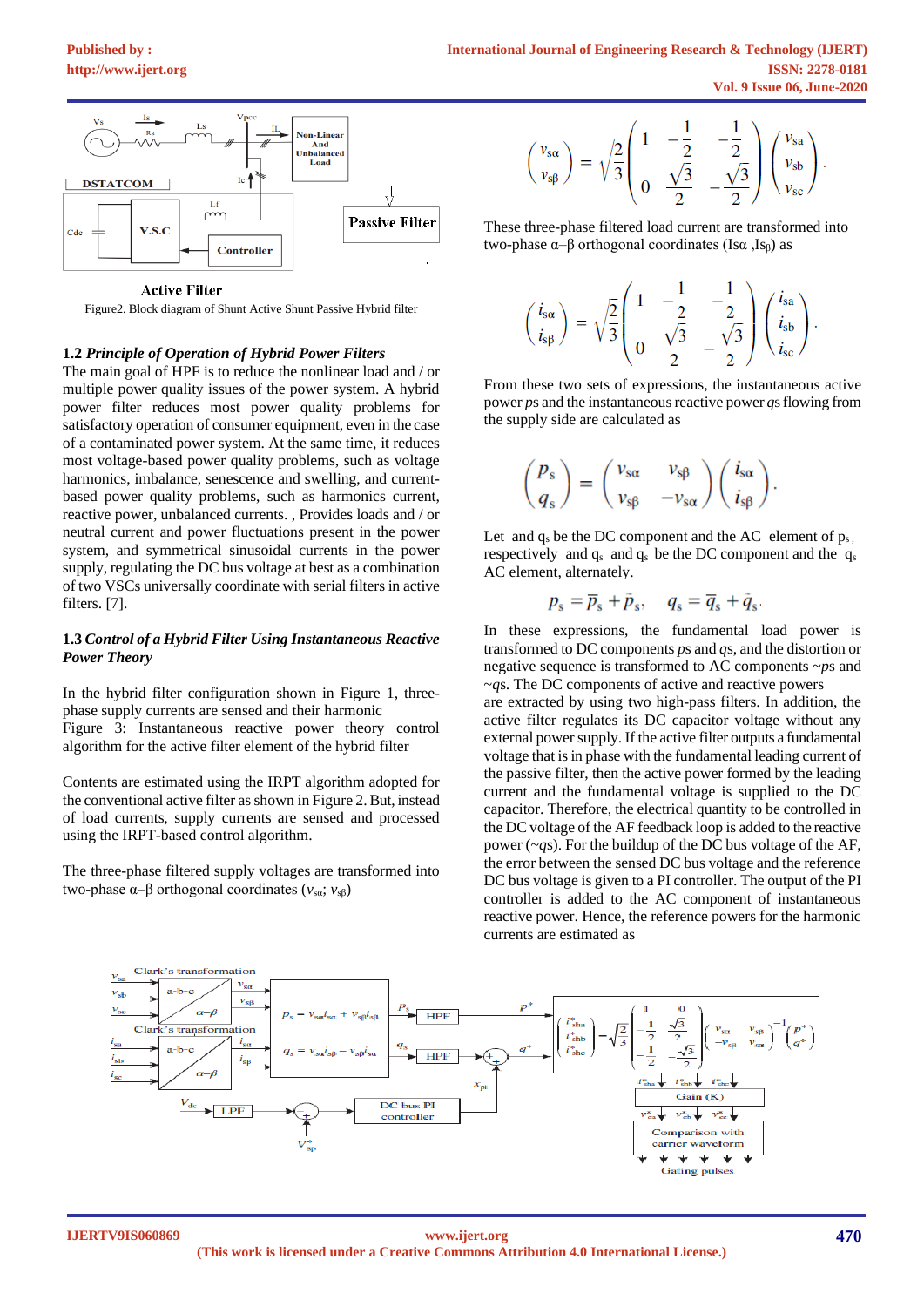Active Filter

Figure2. Block diagram of Shunt Active Shunt Passive Hybrid filter

### 1.2 *Principle of Operation of Hybrid Power Filters*

The main goal of HPF is to reduce the nonlinear load and / or multiple power quality issues of the power system. A hybrid power filter reduces most power quality problems for satisfactory operation of consumer equipment, even in the case of a contaminated power system. At the same time, it reduces most voltage-based power quality problems, such as voltage harmonics, imbalance, senescence and swelling, and current-based power quality problems, such as harmonics current, reactive power, unbalanced currents. , Provides loads and / or neutral current and power fluctuations present in the power system, and symmetrical sinusoidal currents in the power supply, regulating the DC bus voltage at best as a combination of two VSCs universally coordinate with serial filters in active filters. [7].

### 1.3 *Control of a Hybrid Filter Using Instantaneous Reactive Power Theory*

In the hybrid filter configuration shown in Figure 1, three-phase supply currents are sensed and their harmonic

Figure 3: Instantaneous reactive power theory control algorithm for the active filter element of the hybrid filter

Contents are estimated using the IRPT algorithm adopted for the conventional active filter as shown in Figure 2. But, instead of load currents, supply currents are sensed and processed using the IRPT-based control algorithm.

The three-phase filtered supply voltages are transformed into two-phase α–β orthogonal coordinates ($v_{s\alpha}$; $v_{s\beta}$)

$$\begin{pmatrix} v_{s\alpha} \\ v_{s\beta} \end{pmatrix} = \sqrt{\frac{2}{3}} \begin{pmatrix} 1 & -\frac{1}{2} & -\frac{1}{2} \\ 0 & \frac{\sqrt{3}}{2} & -\frac{\sqrt{3}}{2} \end{pmatrix} \begin{pmatrix} v_{sa} \\ v_{sb} \\ v_{sc} \end{pmatrix}.$$

These three-phase filtered load current are transformed into two-phase α–β orthogonal coordinates ($I_{s\alpha}$ ,$I_{s\beta}$) as

$$\begin{pmatrix} i_{s\alpha} \\ i_{s\beta} \end{pmatrix} = \sqrt{\frac{2}{3}} \begin{pmatrix} 1 & -\frac{1}{2} & -\frac{1}{2} \\ 0 & \frac{\sqrt{3}}{2} & -\frac{\sqrt{3}}{2} \end{pmatrix} \begin{pmatrix} i_{sa} \\ i_{sb} \\ i_{sc} \end{pmatrix}.$$

From these two sets of expressions, the instantaneous active power *ps* and the instantaneous reactive power *qs* flowing from the supply side are calculated as

$$\begin{pmatrix} p_s \\ q_s \end{pmatrix} = \begin{pmatrix} v_{s\alpha} & v_{s\beta} \\ v_{s\beta} & -v_{s\alpha} \end{pmatrix} \begin{pmatrix} i_{s\alpha} \\ i_{s\beta} \end{pmatrix}.$$

Let and $q_s$ be the DC component and the AC element of $p_s$, respectively and $q_s$ and $q_s$ be the DC component and the $q_s$ AC element, alternately.

$$p_s = \overline{p}_s + \tilde{p}_s, \quad q_s = \overline{q}_s + \tilde{q}_s.$$

In these expressions, the fundamental load power is transformed to DC components *ps* and *qs*, and the distortion or negative sequence is transformed to AC components ~*ps* and ~*qs*. The DC components of active and reactive powers are extracted by using two high-pass filters. In addition, the active filter regulates its DC capacitor voltage without any external power supply. If the active filter outputs a fundamental voltage that is in phase with the fundamental leading current of the passive filter, then the active power formed by the leading current and the fundamental voltage is supplied to the DC capacitor. Therefore, the electrical quantity to be controlled in the DC voltage of the AF feedback loop is added to the reactive power (~*qs*). For the buildup of the DC bus voltage of the AF, the error between the sensed DC bus voltage and the reference DC bus voltage is given to a PI controller. The output of the PI controller is added to the AC component of instantaneous reactive power. Hence, the reference powers for the harmonic currents are estimated as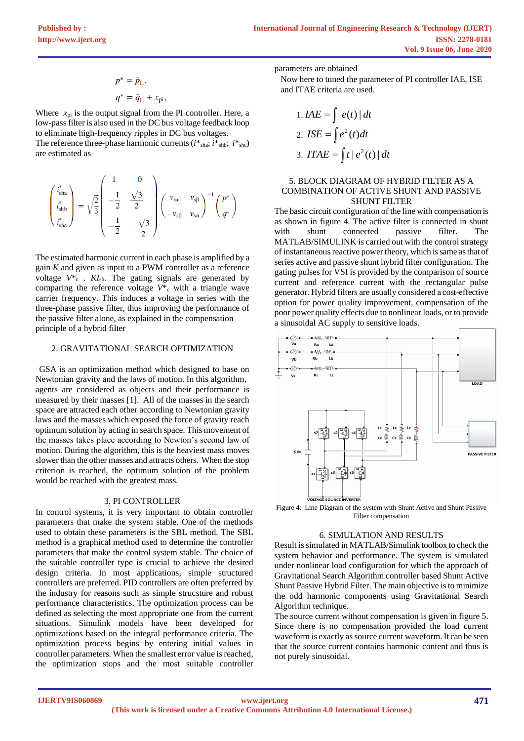$$p^* = \bar{p}_L,$$

$$q^* = \tilde{q}_L + x_{pi},$$

Where $x_{pi}$ is the output signal from the PI controller. Here, a low-pass filter is also used in the DC bus voltage feedback loop to eliminate high-frequency ripples in DC bus voltages.
The reference three-phase harmonic currents ($i^*_{sha}$; $i^*_{shb}$; $i^*_{shc}$) are estimated as

$$\begin{pmatrix} i^*_{sha} \\ i^*_{shb} \\ i^*_{shc} \end{pmatrix} = \sqrt{\frac{2}{3}} \begin{pmatrix} 1 & 0 \\ -\frac{1}{2} & \frac{\sqrt{3}}{2} \\ -\frac{1}{2} & -\frac{\sqrt{3}}{2} \end{pmatrix} \begin{pmatrix} v_{s\alpha} & v_{s\beta} \\ -v_{s\beta} & v_{s\alpha} \end{pmatrix}^{-1} \begin{pmatrix} p^* \\ q^* \end{pmatrix}$$

The estimated harmonic current in each phase is amplified by a gain $K$ and given as input to a PWM controller as a reference voltage $V^*_c$ . $KI_{sh}$. The gating signals are generated by comparing the reference voltage $V^*_c$ with a triangle wave carrier frequency. This induces a voltage in series with the three-phase passive filter, thus improving the performance of the passive filter alone, as explained in the compensation principle of a hybrid filter

## 2. GRAVITATIONAL SEARCH OPTIMIZATION

GSA is an optimization method which designed to base on Newtonian gravity and the laws of motion. In this algorithm, agents are considered as objects and their performance is measured by their masses [1]. All of the masses in the search space are attracted each other according to Newtonian gravity laws and the masses which exposed the force of gravity reach optimum solution by acting in search space. This movement of the masses takes place according to Newton's second law of motion. During the algorithm, this is the heaviest mass moves slower than the other masses and attracts others. When the stop criterion is reached, the optimum solution of the problem would be reached with the greatest mass.

## 3. PI CONTROLLER

In control systems, it is very important to obtain controller parameters that make the system stable. One of the methods used to obtain these parameters is the SBL method. The SBL method is a graphical method used to determine the controller parameters that make the control system stable. The choice of the suitable controller type is crucial to achieve the desired design criteria. In most applications, simple structured controllers are preferred. PID controllers are often preferred by the industry for reasons such as simple strucsture and robust performance characteristics. The optimization process can be defined as selecting the most appropriate one from the current situations. Simulink models have been developed for optimizations based on the integral performance criteria. The optimization process begins by entering initial values in controller parameters. When the smallest error value is reached, the optimization stops and the most suitable controller parameters are obtained

Now here to tuned the parameter of PI controller IAE, ISE and ITAE criteria are used.

1. $IAE = \int |e(t)|\, dt$
2. $ISE = \int e^2(t) dt$
3. $ITAE = \int t\, |e^2(t)|\, dt$

## 5. BLOCK DIAGRAM OF HYBRID FILTER AS A COMBINATION OF ACTIVE SHUNT AND PASSIVE SHUNT FILTER

The basic circuit configuration of the line with compensation is as shown in figure 4. The active filter is connected in shunt with shunt connected passive filter. The MATLAB/SIMULINK is carried out with the control strategy of instantaneous reactive power theory, which is same as that of series active and passive shunt hybrid filter configuration. The gating pulses for VSI is provided by the comparison of source current and reference current with the rectangular pulse generator. Hybrid filters are usually considered a cost-effective option for power quality improvement, compensation of the poor power quality effects due to nonlinear loads, or to provide a sinusoidal AC supply to sensitive loads.

Figure 4: Line Diagram of the system with Shunt Active and Shunt Passive Filter compensation

## 6. SIMULATION AND RESULTS

Result is simulated in MATLAB/Simulink toolbox to check the system behavior and performance. The system is simulated under nonlinear load configuration for which the approach of Gravitational Search Algorithm controller based Shunt Active Shunt Passive Hybrid Filter. The main objective is to minimize the odd harmonic components using Gravitational Search Algorithm technique.

The source current without compensation is given in figure 5. Since there is no compensation provided the load current waveform is exactly as source current waveform. It can be seen that the source current contains harmonic content and thus is not purely sinusoidal.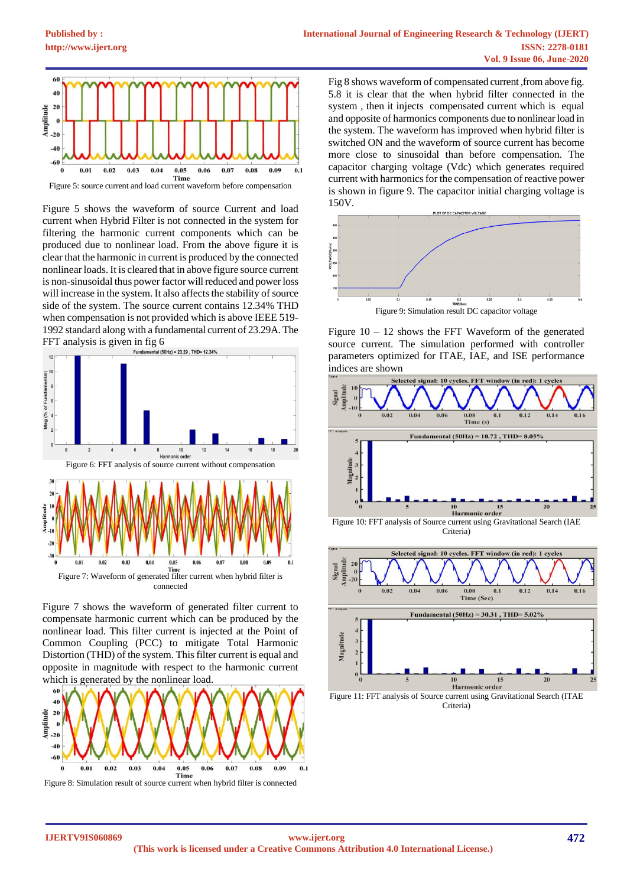Figure 5: source current and load current waveform before compensation

Figure 5 shows the waveform of source Current and load current when Hybrid Filter is not connected in the system for filtering the harmonic current components which can be produced due to nonlinear load. From the above figure it is clear that the harmonic in current is produced by the connected nonlinear loads. It is cleared that in above figure source current is non-sinusoidal thus power factor will reduced and power loss will increase in the system. It also affects the stability of source side of the system. The source current contains 12.34% THD when compensation is not provided which is above IEEE 519-1992 standard along with a fundamental current of 23.29A. The FFT analysis is given in fig 6

Figure 6: FFT analysis of source current without compensation

Figure 7: Waveform of generated filter current when hybrid filter is connected

Figure 7 shows the waveform of generated filter current to compensate harmonic current which can be produced by the nonlinear load. This filter current is injected at the Point of Common Coupling (PCC) to mitigate Total Harmonic Distortion (THD) of the system. This filter current is equal and opposite in magnitude with respect to the harmonic current which is generated by the nonlinear load.

Figure 8: Simulation result of source current when hybrid filter is connected

Fig 8 shows waveform of compensated current ,from above fig. 5.8 it is clear that the when hybrid filter connected in the system , then it injects compensated current which is equal and opposite of harmonics components due to nonlinear load in the system. The waveform has improved when hybrid filter is switched ON and the waveform of source current has become more close to sinusoidal than before compensation. The capacitor charging voltage (Vdc) which generates required current with harmonics for the compensation of reactive power is shown in figure 9. The capacitor initial charging voltage is 150V.

Figure 9: Simulation result DC capacitor voltage

Figure 10 – 12 shows the FFT Waveform of the generated source current. The simulation performed with controller parameters optimized for ITAE, IAE, and ISE performance indices are shown

Figure 10: FFT analysis of Source current using Gravitational Search (IAE Criteria)

Figure 11: FFT analysis of Source current using Gravitational Search (ITAE Criteria)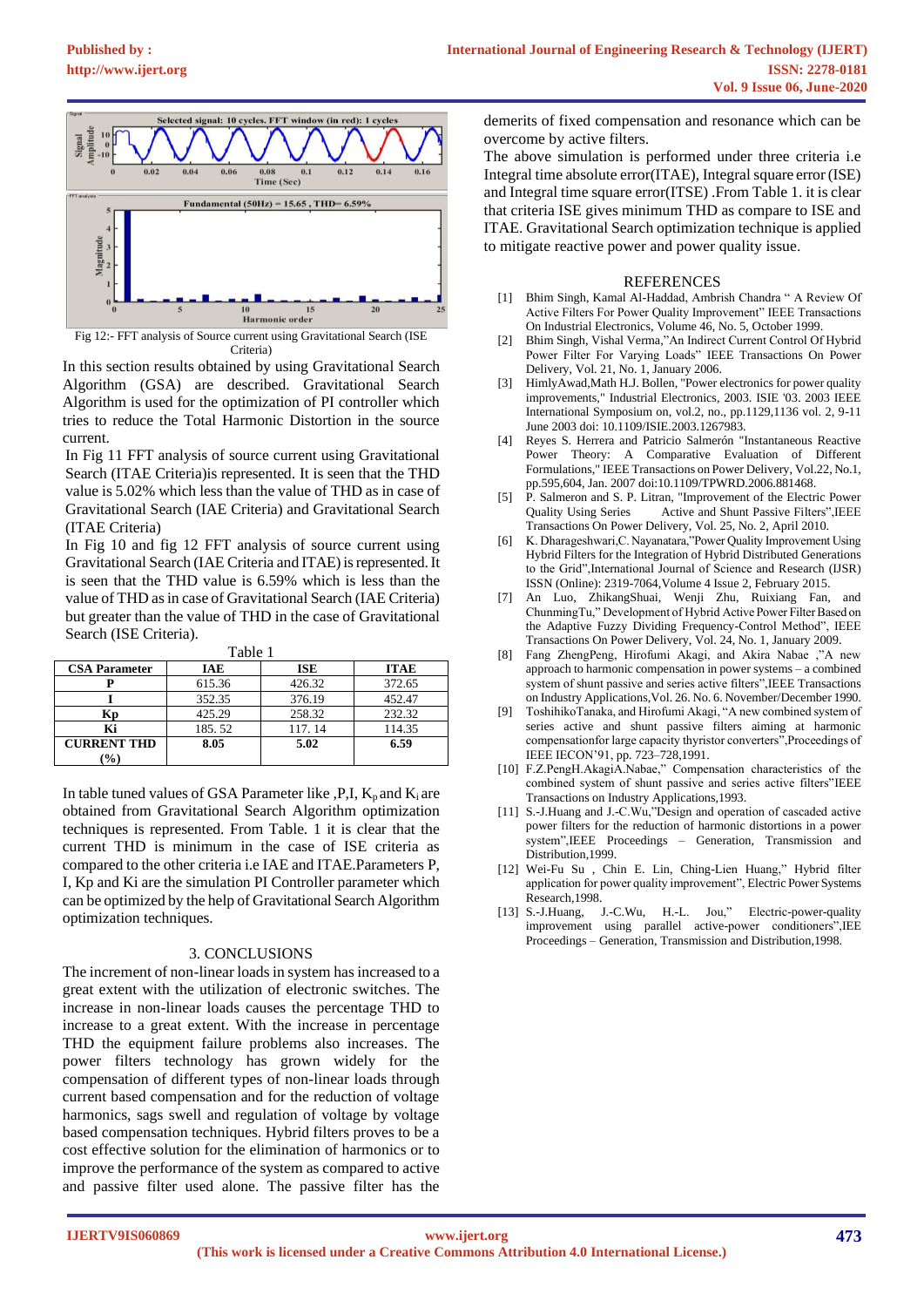Selected signal: 10 cycles. FFT window (in red): 1 cycles

Signal Amplitude

10

0

-10

0 0.02 0.04 0.06 0.08 0.1 0.12 0.14 0.16

Time (Sec)

Fundamental (50Hz) = 15.65 , THD= 6.59%

Magnitude

5

4

3

2

1

0

0 5 10 15 20 25

Harmonic order

Fig 12:- FFT analysis of Source current using Gravitational Search (ISE Criteria)

In this section results obtained by using Gravitational Search Algorithm (GSA) are described. Gravitational Search Algorithm is used for the optimization of PI controller which tries to reduce the Total Harmonic Distortion in the source current.

In Fig 11 FFT analysis of source current using Gravitational Search (ITAE Criteria)is represented. It is seen that the THD value is 5.02% which is less than the value of THD as in case of Gravitational Search (IAE Criteria) and Gravitational Search (ITAE Criteria)

In Fig 10 and fig 12 FFT analysis of source current using Gravitational Search (IAE Criteria and ITAE) is represented. It is seen that the THD value is 6.59% which is less than the value of THD as in case of Gravitational Search (IAE Criteria) but greater than the value of THD in the case of Gravitational Search (ISE Criteria).

Table 1

| CSA Parameter | IAE | ISE | ITAE |
|---|---|---|---|
| **P** | 615.36 | 426.32 | 372.65 |
| **I** | 352.35 | 376.19 | 452.47 |
| **Kp** | 425.29 | 258.32 | 232.32 |
| **Ki** | 185. 52 | 117. 14 | 114.35 |
| **CURRENT THD (%)** | **8.05** | **5.02** | **6.59** |

In table tuned values of GSA Parameter like ,P,I, $K_p$ and $K_i$ are obtained from Gravitational Search Algorithm optimization techniques is represented. From Table. 1 it is clear that the current THD is minimum in the case of ISE criteria as compared to the other criteria i.e IAE and ITAE.Parameters P, I, Kp and Ki are the simulation PI Controller parameter which can be optimized by the help of Gravitational Search Algorithm optimization techniques.

## 3. CONCLUSIONS

The increment of non-linear loads in system has increased to a great extent with the utilization of electronic switches. The increase in non-linear loads causes the percentage THD to increase to a great extent. With the increase in percentage THD the equipment failure problems also increases. The power filters technology has grown widely for the compensation of different types of non-linear loads through current based compensation and for the reduction of voltage harmonics, sags swell and regulation of voltage by voltage based compensation techniques. Hybrid filters proves to be a cost effective solution for the elimination of harmonics or to improve the performance of the system as compared to active and passive filter used alone. The passive filter has the demerits of fixed compensation and resonance which can be overcome by active filters.

The above simulation is performed under three criteria i.e Integral time absolute error(ITAE), Integral square error (ISE) and Integral time square error(ITSE) .From Table 1. it is clear that criteria ISE gives minimum THD as compare to ISE and ITAE. Gravitational Search optimization technique is applied to mitigate reactive power and power quality issue.

## REFERENCES

[1] Bhim Singh, Kamal Al-Haddad, Ambrish Chandra " A Review Of Active Filters For Power Quality Improvement" IEEE Transactions On Industrial Electronics, Volume 46, No. 5, October 1999.

[2] Bhim Singh, Vishal Verma,"An Indirect Current Control Of Hybrid Power Filter For Varying Loads" IEEE Transactions On Power Delivery, Vol. 21, No. 1, January 2006.

[3] HimlyAwad,Math H.J. Bollen, "Power electronics for power quality improvements," Industrial Electronics, 2003. ISIE '03. 2003 IEEE International Symposium on, vol.2, no., pp.1129,1136 vol. 2, 9-11 June 2003 doi: 10.1109/ISIE.2003.1267983.

[4] Reyes S. Herrera and Patricio Salmerón "Instantaneous Reactive Power Theory: A Comparative Evaluation of Different Formulations," IEEE Transactions on Power Delivery, Vol.22, No.1, pp.595,604, Jan. 2007 doi:10.1109/TPWRD.2006.881468.

[5] P. Salmeron and S. P. Litran, "Improvement of the Electric Power Quality Using Series Active and Shunt Passive Filters",IEEE Transactions On Power Delivery, Vol. 25, No. 2, April 2010.

[6] K. Dharageshwari,C. Nayanatara,"Power Quality Improvement Using Hybrid Filters for the Integration of Hybrid Distributed Generations to the Grid",International Journal of Science and Research (IJSR) ISSN (Online): 2319-7064,Volume 4 Issue 2, February 2015.

[7] An Luo, ZhikangShuai, Wenji Zhu, Ruixiang Fan, and ChunmingTu," Development of Hybrid Active Power Filter Based on the Adaptive Fuzzy Dividing Frequency-Control Method", IEEE Transactions On Power Delivery, Vol. 24, No. 1, January 2009.

[8] Fang ZhengPeng, Hirofumi Akagi, and Akira Nabae ,"A new approach to harmonic compensation in power systems – a combined system of shunt passive and series active filters",IEEE Transactions on Industry Applications,Vol. 26. No. 6. November/December 1990.

[9] ToshihikoTanaka, and Hirofumi Akagi, "A new combined system of series active and shunt passive filters aiming at harmonic compensationfor large capacity thyristor converters",Proceedings of IEEE IECON'91, pp. 723–728,1991.

[10] F.Z.PengH.AkagiA.Nabae," Compensation characteristics of the combined system of shunt passive and series active filters"IEEE Transactions on Industry Applications,1993.

[11] S.-J.Huang and J.-C.Wu,"Design and operation of cascaded active power filters for the reduction of harmonic distortions in a power system",IEEE Proceedings – Generation, Transmission and Distribution,1999.

[12] Wei-Fu Su , Chin E. Lin, Ching-Lien Huang," Hybrid filter application for power quality improvement", Electric Power Systems Research,1998.

[13] S.-J.Huang, J.-C.Wu, H.-L. Jou," Electric-power-quality improvement using parallel active-power conditioners",IEE Proceedings – Generation, Transmission and Distribution,1998.